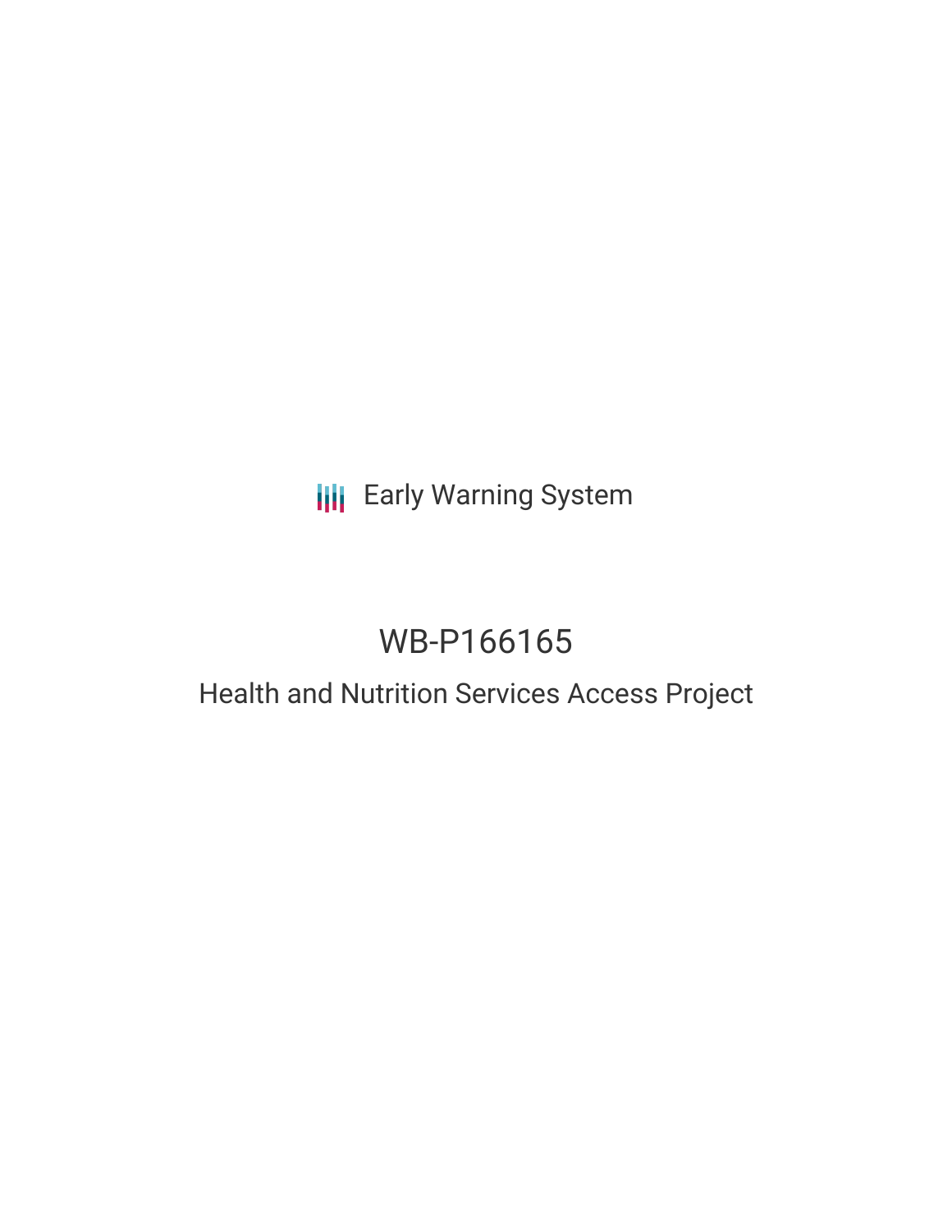Early Warning System

# WB-P166165

## Health and Nutrition Services Access Project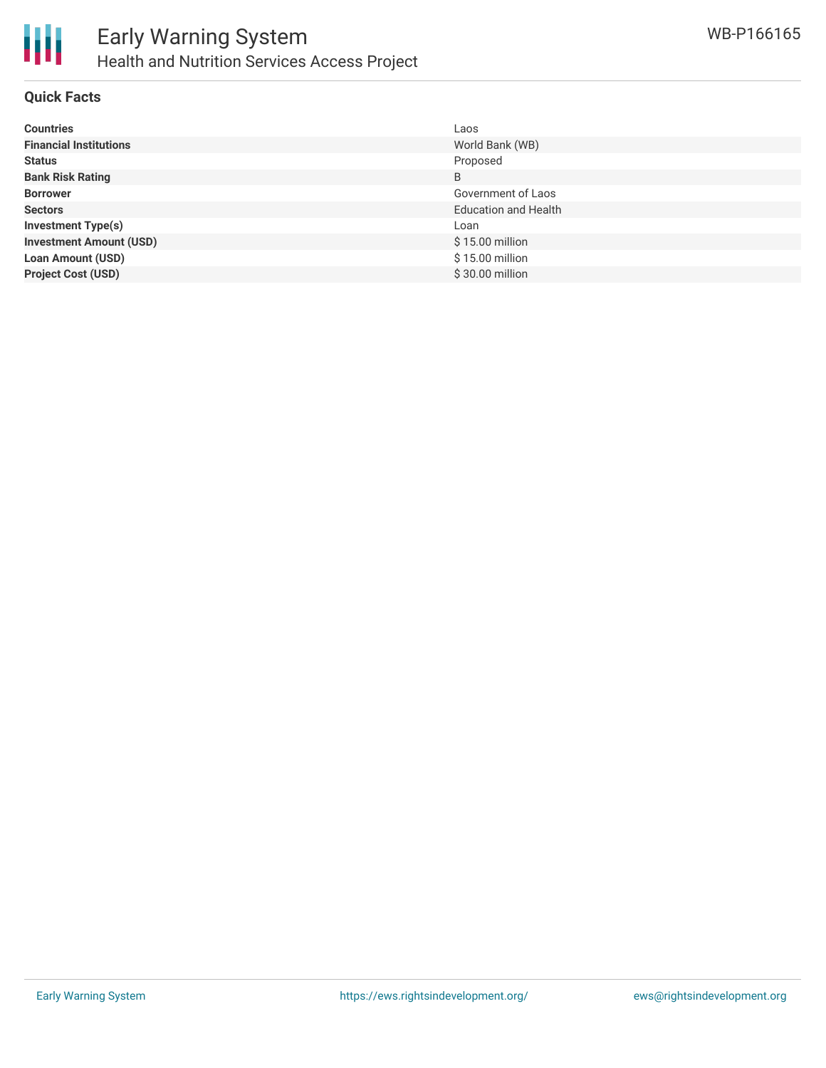# Early Warning System

## Health and Nutrition Services Access Project

WB-P166165

### Quick Facts

| | |
|---|---|
| **Countries** | Laos |
| **Financial Institutions** | World Bank (WB) |
| **Status** | Proposed |
| **Bank Risk Rating** | B |
| **Borrower** | Government of Laos |
| **Sectors** | Education and Health |
| **Investment Type(s)** | Loan |
| **Investment Amount (USD)** | $ 15.00 million |
| **Loan Amount (USD)** | $ 15.00 million |
| **Project Cost (USD)** | $ 30.00 million |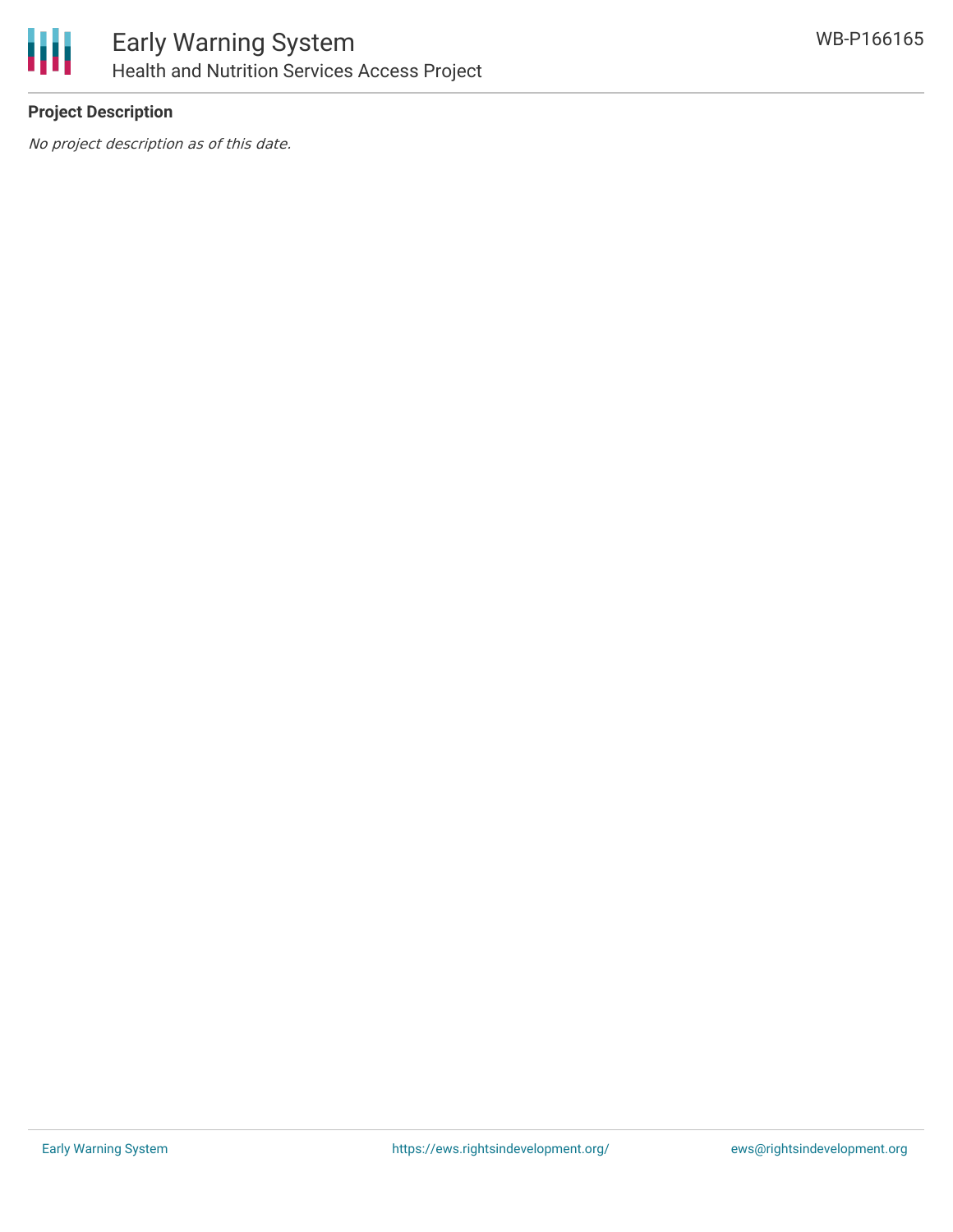**Project Description**

*No project description as of this date.*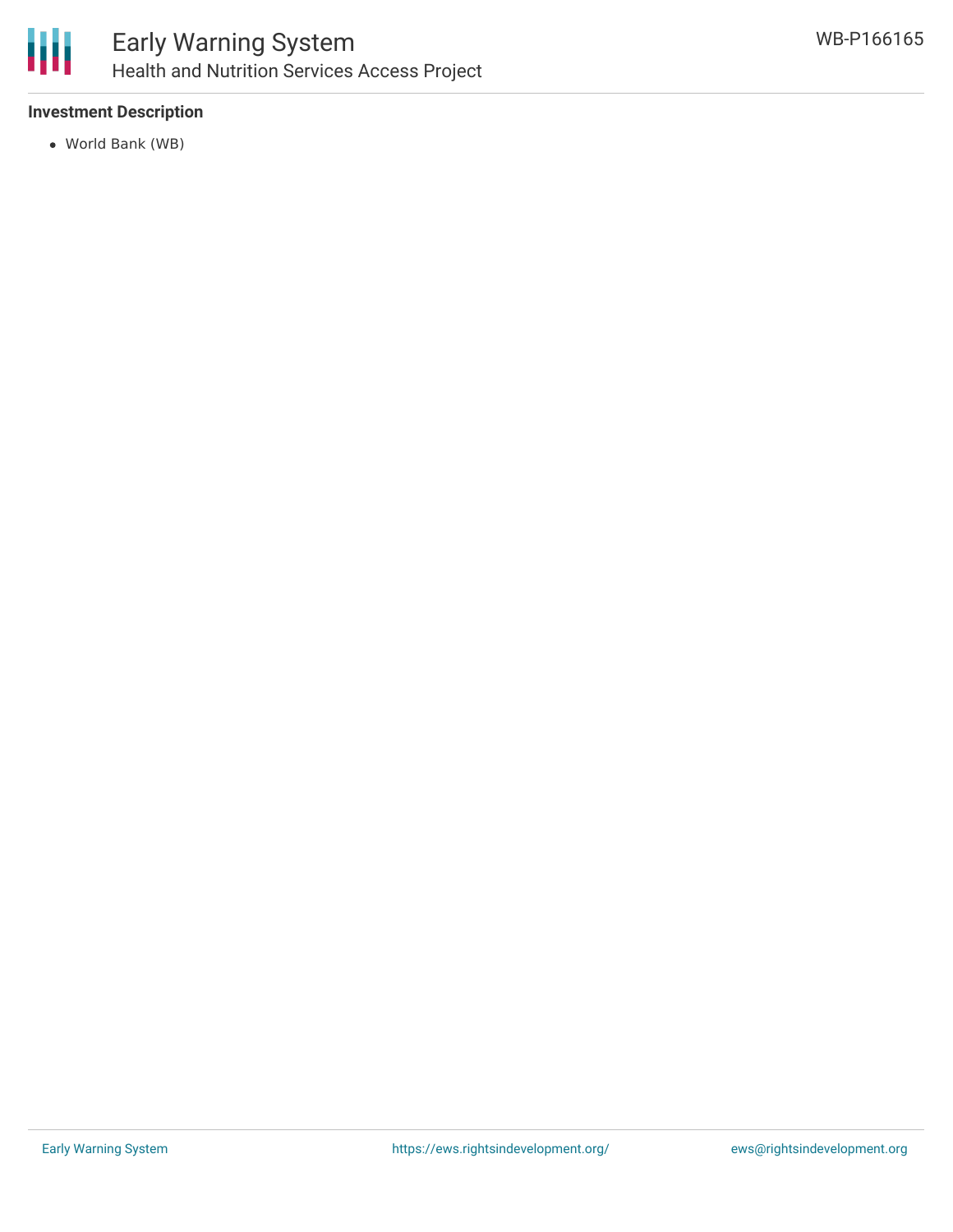**Investment Description**

- World Bank (WB)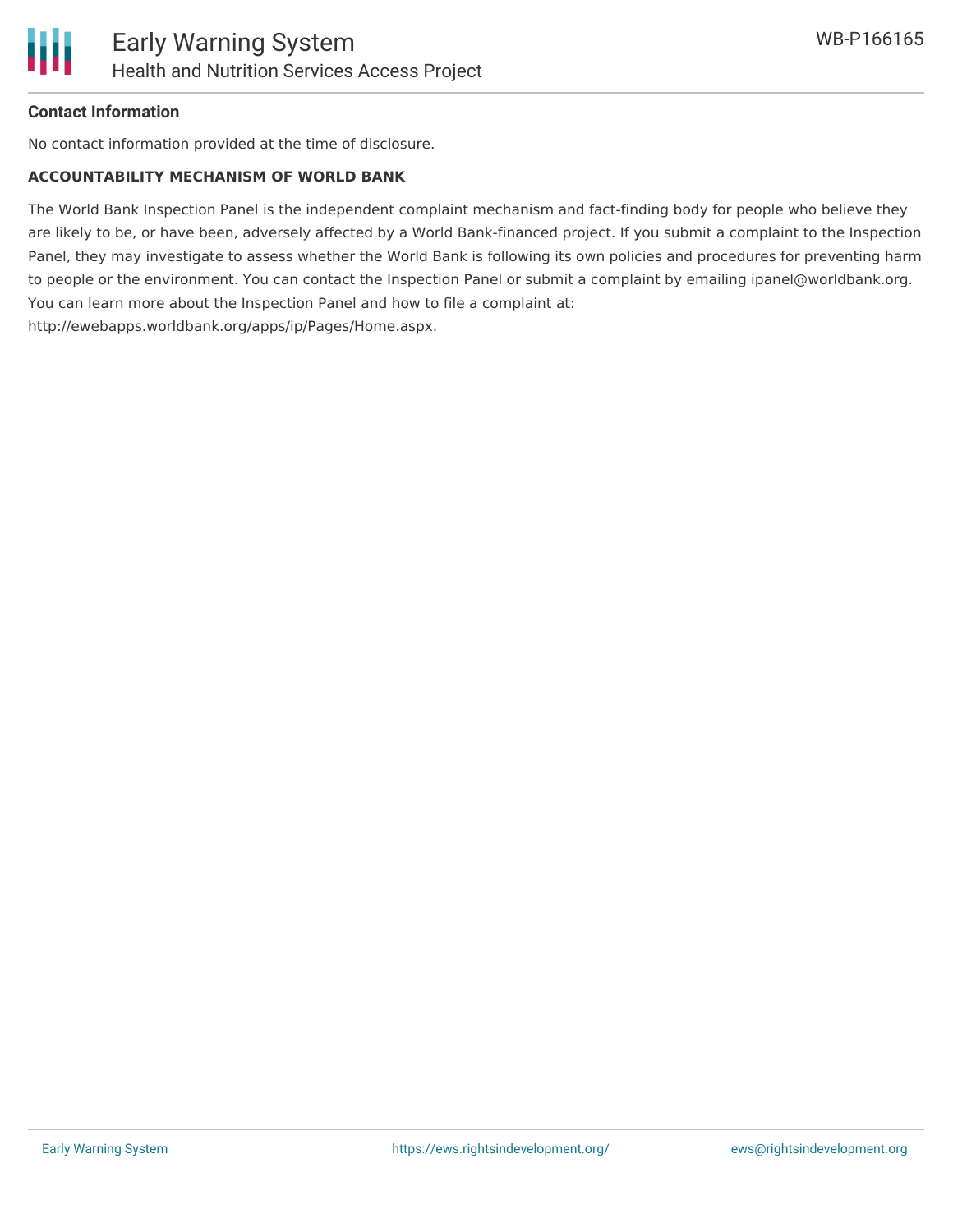## Contact Information

No contact information provided at the time of disclosure.

**ACCOUNTABILITY MECHANISM OF WORLD BANK**

The World Bank Inspection Panel is the independent complaint mechanism and fact-finding body for people who believe they are likely to be, or have been, adversely affected by a World Bank-financed project. If you submit a complaint to the Inspection Panel, they may investigate to assess whether the World Bank is following its own policies and procedures for preventing harm to people or the environment. You can contact the Inspection Panel or submit a complaint by emailing ipanel@worldbank.org. You can learn more about the Inspection Panel and how to file a complaint at: http://ewebapps.worldbank.org/apps/ip/Pages/Home.aspx.